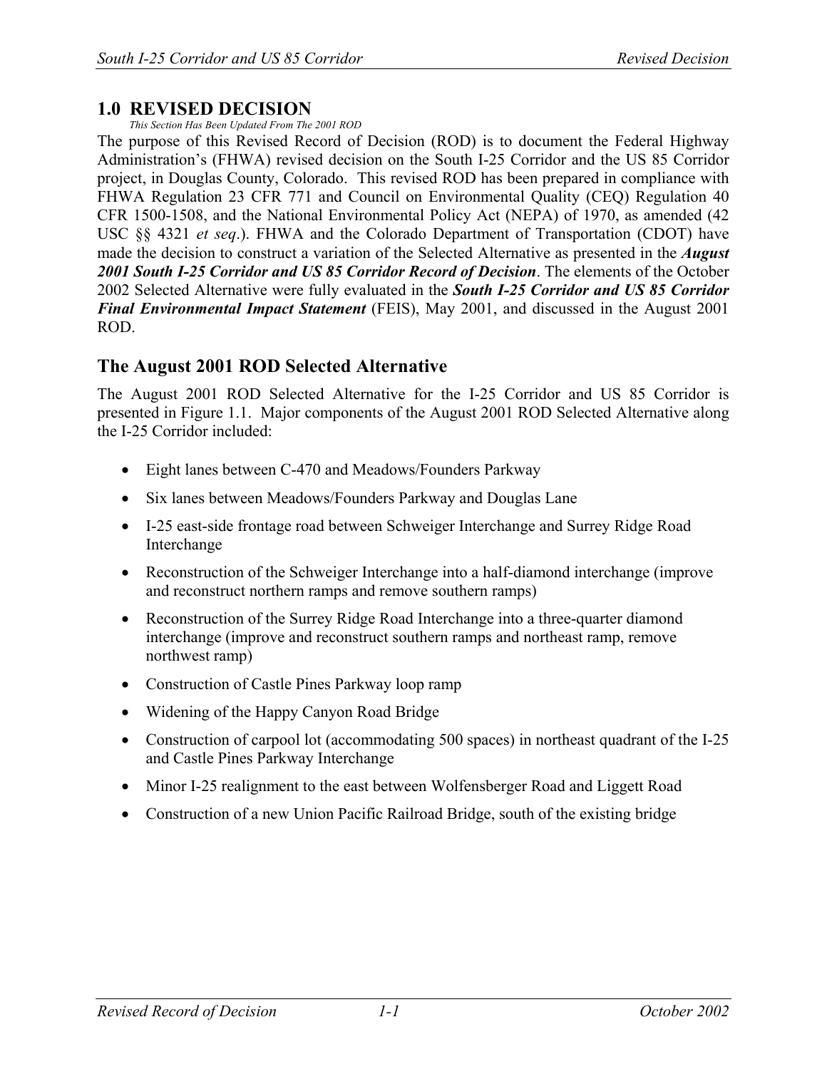# 1.0 REVISED DECISION

*This Section Has Been Updated From The 2001 ROD*

The purpose of this Revised Record of Decision (ROD) is to document the Federal Highway Administration's (FHWA) revised decision on the South I-25 Corridor and the US 85 Corridor project, in Douglas County, Colorado. This revised ROD has been prepared in compliance with FHWA Regulation 23 CFR 771 and Council on Environmental Quality (CEQ) Regulation 40 CFR 1500-1508, and the National Environmental Policy Act (NEPA) of 1970, as amended (42 USC §§ 4321 *et seq*.). FHWA and the Colorado Department of Transportation (CDOT) have made the decision to construct a variation of the Selected Alternative as presented in the ***August 2001 South I-25 Corridor and US 85 Corridor Record of Decision***. The elements of the October 2002 Selected Alternative were fully evaluated in the ***South I-25 Corridor and US 85 Corridor Final Environmental Impact Statement*** (FEIS), May 2001, and discussed in the August 2001 ROD.

## The August 2001 ROD Selected Alternative

The August 2001 ROD Selected Alternative for the I-25 Corridor and US 85 Corridor is presented in Figure 1.1. Major components of the August 2001 ROD Selected Alternative along the I-25 Corridor included:

- Eight lanes between C-470 and Meadows/Founders Parkway
- Six lanes between Meadows/Founders Parkway and Douglas Lane
- I-25 east-side frontage road between Schweiger Interchange and Surrey Ridge Road Interchange
- Reconstruction of the Schweiger Interchange into a half-diamond interchange (improve and reconstruct northern ramps and remove southern ramps)
- Reconstruction of the Surrey Ridge Road Interchange into a three-quarter diamond interchange (improve and reconstruct southern ramps and northeast ramp, remove northwest ramp)
- Construction of Castle Pines Parkway loop ramp
- Widening of the Happy Canyon Road Bridge
- Construction of carpool lot (accommodating 500 spaces) in northeast quadrant of the I-25 and Castle Pines Parkway Interchange
- Minor I-25 realignment to the east between Wolfensberger Road and Liggett Road
- Construction of a new Union Pacific Railroad Bridge, south of the existing bridge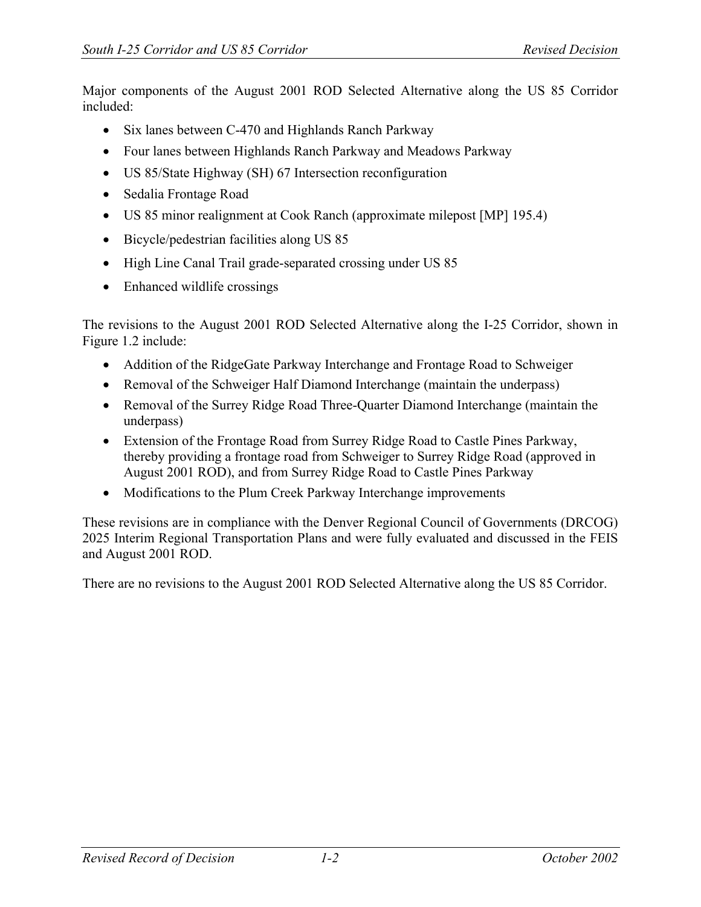Major components of the August 2001 ROD Selected Alternative along the US 85 Corridor included:

- Six lanes between C-470 and Highlands Ranch Parkway
- Four lanes between Highlands Ranch Parkway and Meadows Parkway
- US 85/State Highway (SH) 67 Intersection reconfiguration
- Sedalia Frontage Road
- US 85 minor realignment at Cook Ranch (approximate milepost [MP] 195.4)
- Bicycle/pedestrian facilities along US 85
- High Line Canal Trail grade-separated crossing under US 85
- Enhanced wildlife crossings

The revisions to the August 2001 ROD Selected Alternative along the I-25 Corridor, shown in Figure 1.2 include:

- Addition of the RidgeGate Parkway Interchange and Frontage Road to Schweiger
- Removal of the Schweiger Half Diamond Interchange (maintain the underpass)
- Removal of the Surrey Ridge Road Three-Quarter Diamond Interchange (maintain the underpass)
- Extension of the Frontage Road from Surrey Ridge Road to Castle Pines Parkway, thereby providing a frontage road from Schweiger to Surrey Ridge Road (approved in August 2001 ROD), and from Surrey Ridge Road to Castle Pines Parkway
- Modifications to the Plum Creek Parkway Interchange improvements

These revisions are in compliance with the Denver Regional Council of Governments (DRCOG) 2025 Interim Regional Transportation Plans and were fully evaluated and discussed in the FEIS and August 2001 ROD.

There are no revisions to the August 2001 ROD Selected Alternative along the US 85 Corridor.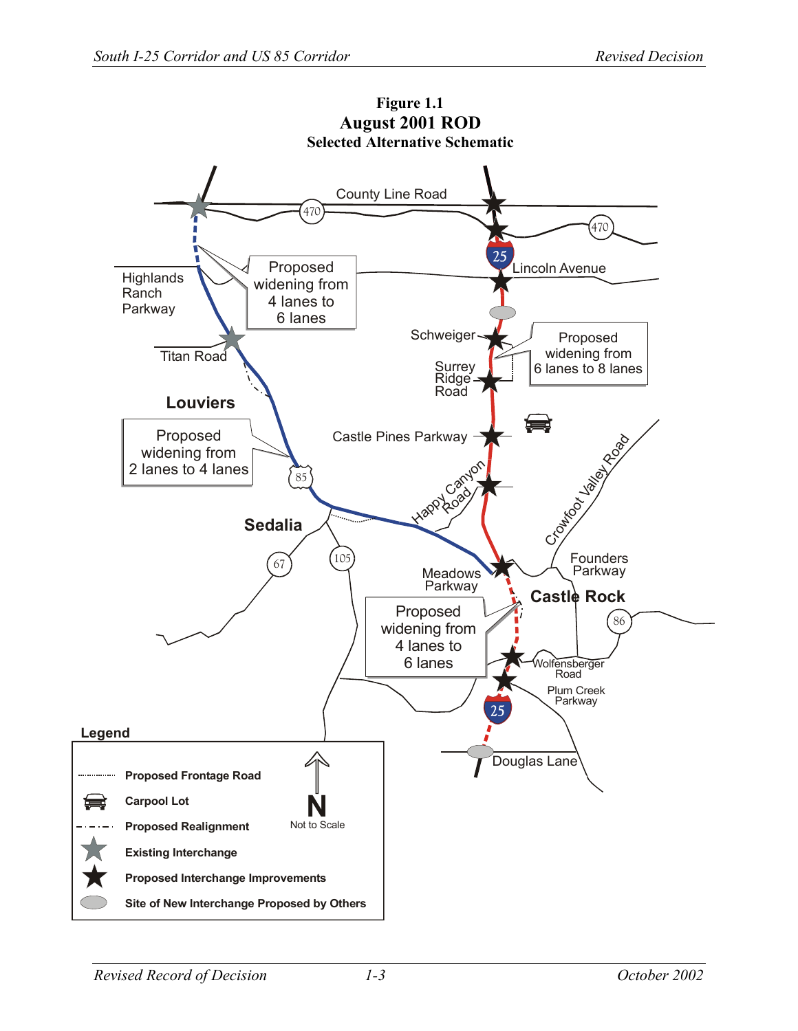**Figure 1.1**
**August 2001 ROD**
**Selected Alternative Schematic**

County Line Road

470

470

25

Lincoln Avenue

Highlands Ranch Parkway

Proposed widening from 4 lanes to 6 lanes

Schweiger

Proposed widening from 6 lanes to 8 lanes

Titan Road

Surrey Ridge Road

Louviers

Castle Pines Parkway

Proposed widening from 2 lanes to 4 lanes

85

Crowfoot Valley Road

Happy Canyon Road

Sedalia

Founders Parkway

Meadows Parkway

67

105

Castle Rock

86

Proposed widening from 4 lanes to 6 lanes

Wolfensberger Road

Plum Creek Parkway

25

Douglas Lane

**Legend**

- Proposed Frontage Road
- Carpool Lot
- Proposed Realignment
- Existing Interchange
- Proposed Interchange Improvements
- Site of New Interchange Proposed by Others

N

Not to Scale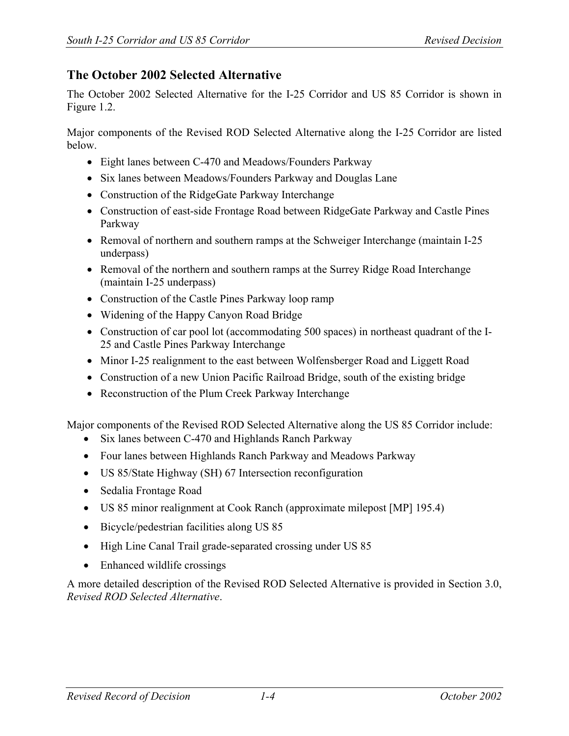## The October 2002 Selected Alternative

The October 2002 Selected Alternative for the I-25 Corridor and US 85 Corridor is shown in Figure 1.2.

Major components of the Revised ROD Selected Alternative along the I-25 Corridor are listed below.

- Eight lanes between C-470 and Meadows/Founders Parkway
- Six lanes between Meadows/Founders Parkway and Douglas Lane
- Construction of the RidgeGate Parkway Interchange
- Construction of east-side Frontage Road between RidgeGate Parkway and Castle Pines Parkway
- Removal of northern and southern ramps at the Schweiger Interchange (maintain I-25 underpass)
- Removal of the northern and southern ramps at the Surrey Ridge Road Interchange (maintain I-25 underpass)
- Construction of the Castle Pines Parkway loop ramp
- Widening of the Happy Canyon Road Bridge
- Construction of car pool lot (accommodating 500 spaces) in northeast quadrant of the I-25 and Castle Pines Parkway Interchange
- Minor I-25 realignment to the east between Wolfensberger Road and Liggett Road
- Construction of a new Union Pacific Railroad Bridge, south of the existing bridge
- Reconstruction of the Plum Creek Parkway Interchange

Major components of the Revised ROD Selected Alternative along the US 85 Corridor include:

- Six lanes between C-470 and Highlands Ranch Parkway
- Four lanes between Highlands Ranch Parkway and Meadows Parkway
- US 85/State Highway (SH) 67 Intersection reconfiguration
- Sedalia Frontage Road
- US 85 minor realignment at Cook Ranch (approximate milepost [MP] 195.4)
- Bicycle/pedestrian facilities along US 85
- High Line Canal Trail grade-separated crossing under US 85
- Enhanced wildlife crossings

A more detailed description of the Revised ROD Selected Alternative is provided in Section 3.0, *Revised ROD Selected Alternative*.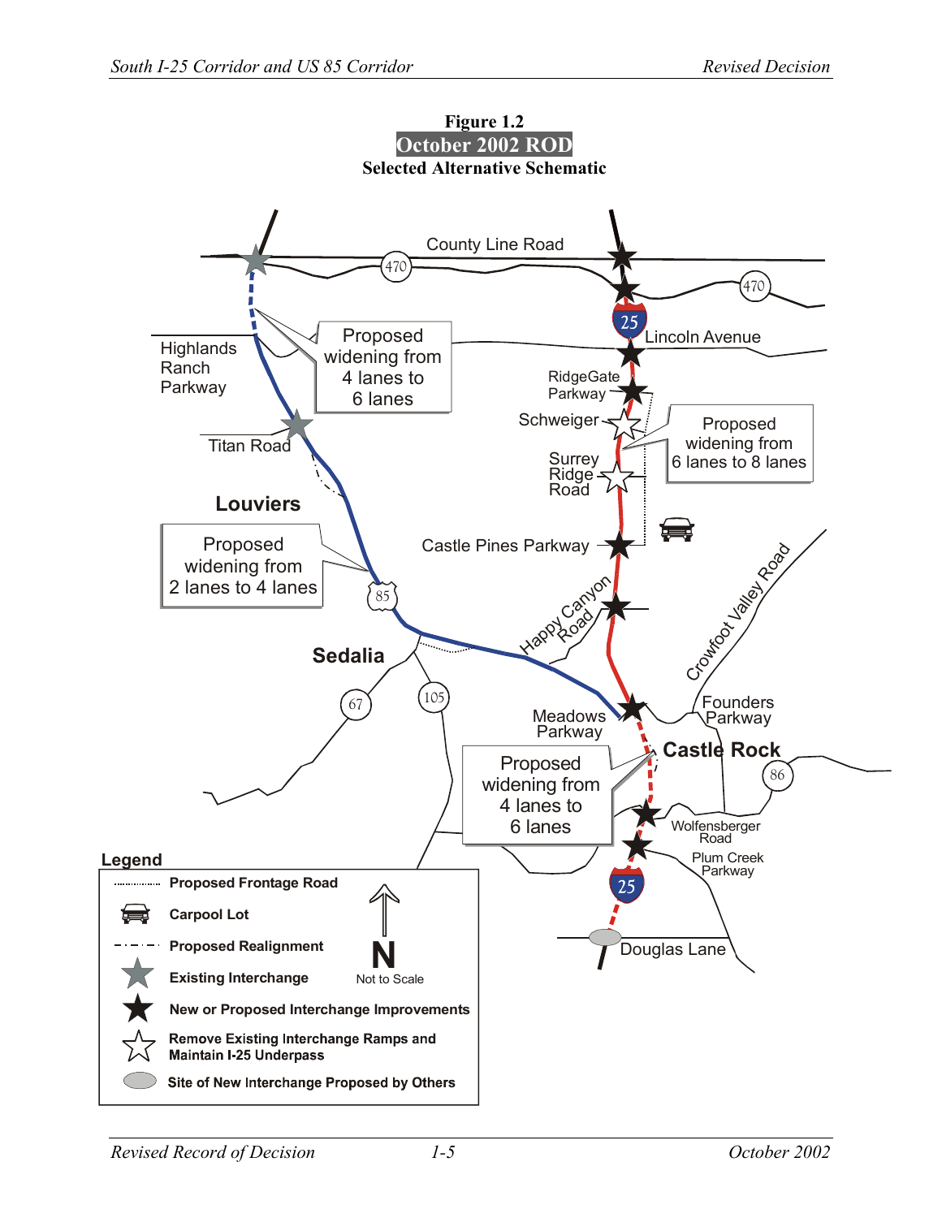**Figure 1.2**

**October 2002 ROD**

**Selected Alternative Schematic**

County Line Road

470

470

25

Lincoln Avenue

Highlands Ranch Parkway

Proposed widening from 4 lanes to 6 lanes

RidgeGate Parkway

Schweiger

Proposed widening from 6 lanes to 8 lanes

Titan Road

Surrey Ridge Road

Louviers

Castle Pines Parkway

Proposed widening from 2 lanes to 4 lanes

85

Happy Canyon Road

Crowfoot Valley Road

Sedalia

67

105

Meadows Parkway

Founders Parkway

Castle Rock

86

Proposed widening from 4 lanes to 6 lanes

Wolfensberger Road

Plum Creek Parkway

25

Douglas Lane

N

Not to Scale

**Legend**

**Proposed Frontage Road**

**Carpool Lot**

**Proposed Realignment**

**Existing Interchange**

**New or Proposed Interchange Improvements**

**Remove Existing Interchange Ramps and Maintain I-25 Underpass**

**Site of New Interchange Proposed by Others**